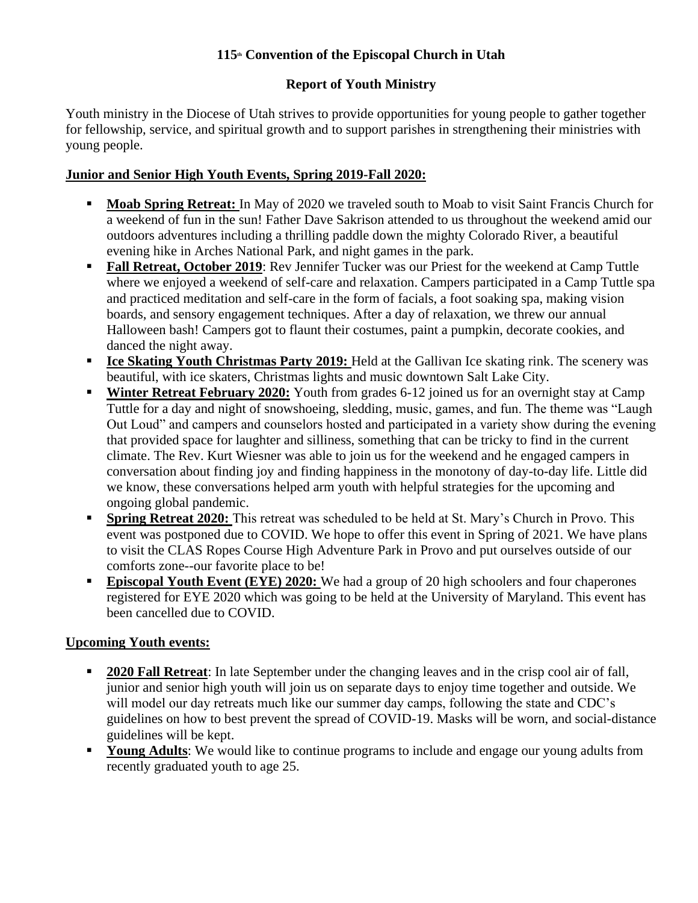# 115th Convention of the Episcopal Church in Utah

## Report of Youth Ministry

Youth ministry in the Diocese of Utah strives to provide opportunities for young people to gather together for fellowship, service, and spiritual growth and to support parishes in strengthening their ministries with young people.

### Junior and Senior High Youth Events, Spring 2019-Fall 2020:

- **Moab Spring Retreat:** In May of 2020 we traveled south to Moab to visit Saint Francis Church for a weekend of fun in the sun! Father Dave Sakrison attended to us throughout the weekend amid our outdoors adventures including a thrilling paddle down the mighty Colorado River, a beautiful evening hike in Arches National Park, and night games in the park.
- **Fall Retreat, October 2019**: Rev Jennifer Tucker was our Priest for the weekend at Camp Tuttle where we enjoyed a weekend of self-care and relaxation. Campers participated in a Camp Tuttle spa and practiced meditation and self-care in the form of facials, a foot soaking spa, making vision boards, and sensory engagement techniques. After a day of relaxation, we threw our annual Halloween bash! Campers got to flaunt their costumes, paint a pumpkin, decorate cookies, and danced the night away.
- **Ice Skating Youth Christmas Party 2019:** Held at the Gallivan Ice skating rink. The scenery was beautiful, with ice skaters, Christmas lights and music downtown Salt Lake City.
- **Winter Retreat February 2020:** Youth from grades 6-12 joined us for an overnight stay at Camp Tuttle for a day and night of snowshoeing, sledding, music, games, and fun. The theme was "Laugh Out Loud" and campers and counselors hosted and participated in a variety show during the evening that provided space for laughter and silliness, something that can be tricky to find in the current climate. The Rev. Kurt Wiesner was able to join us for the weekend and he engaged campers in conversation about finding joy and finding happiness in the monotony of day-to-day life. Little did we know, these conversations helped arm youth with helpful strategies for the upcoming and ongoing global pandemic.
- **Spring Retreat 2020:** This retreat was scheduled to be held at St. Mary's Church in Provo. This event was postponed due to COVID. We hope to offer this event in Spring of 2021. We have plans to visit the CLAS Ropes Course High Adventure Park in Provo and put ourselves outside of our comforts zone--our favorite place to be!
- **Episcopal Youth Event (EYE) 2020:** We had a group of 20 high schoolers and four chaperones registered for EYE 2020 which was going to be held at the University of Maryland. This event has been cancelled due to COVID.

### Upcoming Youth events:

- **2020 Fall Retreat**: In late September under the changing leaves and in the crisp cool air of fall, junior and senior high youth will join us on separate days to enjoy time together and outside. We will model our day retreats much like our summer day camps, following the state and CDC's guidelines on how to best prevent the spread of COVID-19. Masks will be worn, and social-distance guidelines will be kept.
- **Young Adults**: We would like to continue programs to include and engage our young adults from recently graduated youth to age 25.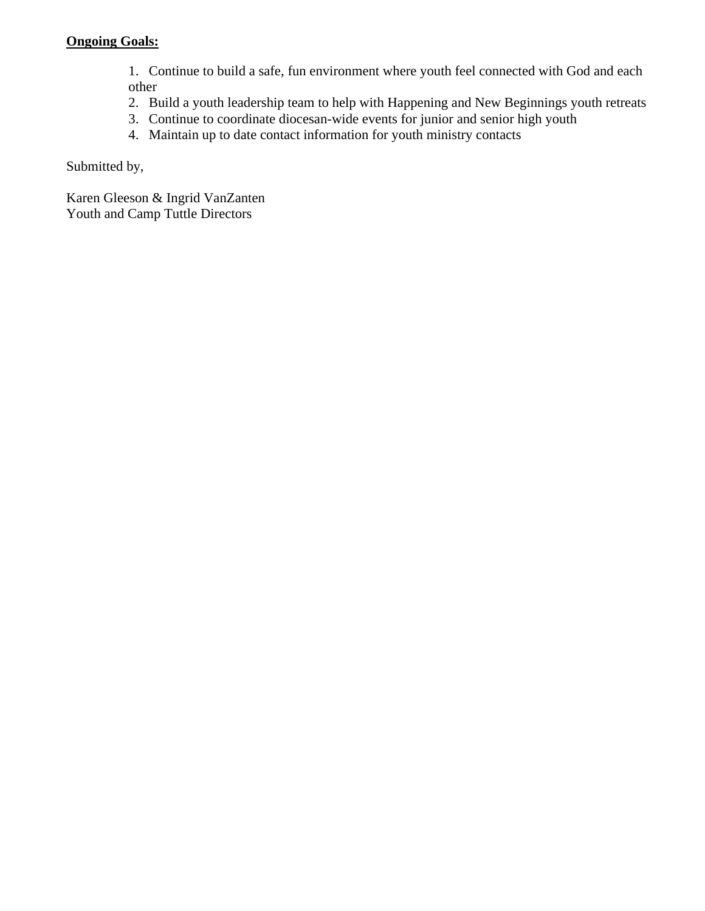**Ongoing Goals:**

1. Continue to build a safe, fun environment where youth feel connected with God and each other
2. Build a youth leadership team to help with Happening and New Beginnings youth retreats
3. Continue to coordinate diocesan-wide events for junior and senior high youth
4. Maintain up to date contact information for youth ministry contacts

Submitted by,

Karen Gleeson & Ingrid VanZanten
Youth and Camp Tuttle Directors